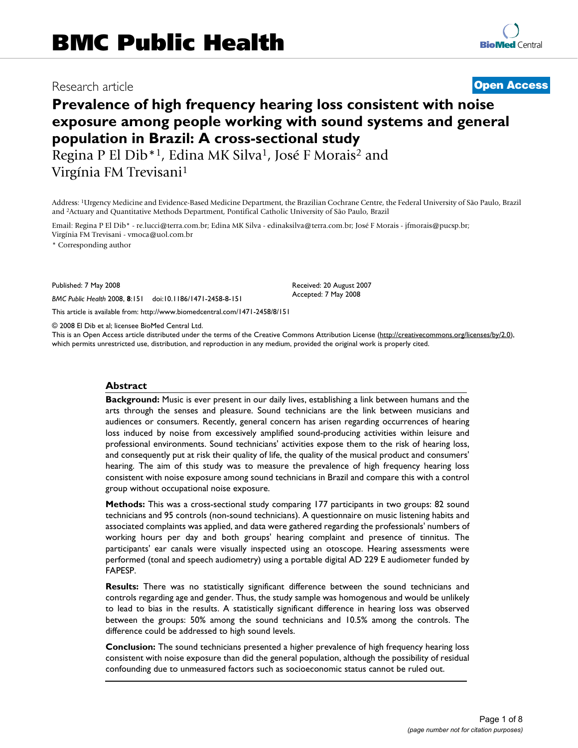# BMC Public Health

Research article

**Open Access**

# Prevalence of high frequency hearing loss consistent with noise exposure among people working with sound systems and general population in Brazil: A cross-sectional study

Regina P El Dib*[1], Edina MK Silva[1], José F Morais[2] and Virgínia FM Trevisani[1]

Address: [1]Urgency Medicine and Evidence-Based Medicine Department, the Brazilian Cochrane Centre, the Federal University of São Paulo, Brazil and [2]Actuary and Quantitative Methods Department, Pontifical Catholic University of São Paulo, Brazil

Email: Regina P El Dib* - re.lucci@terra.com.br; Edina MK Silva - edinaksilva@terra.com.br; José F Morais - jfmorais@pucsp.br; Virgínia FM Trevisani - vmoca@uol.com.br

\* Corresponding author

Published: 7 May 2008

*BMC Public Health* 2008, **8**:151 doi:10.1186/1471-2458-8-151

Received: 20 August 2007
Accepted: 7 May 2008

This article is available from: http://www.biomedcentral.com/1471-2458/8/151

© 2008 El Dib et al; licensee BioMed Central Ltd.
This is an Open Access article distributed under the terms of the Creative Commons Attribution License (http://creativecommons.org/licenses/by/2.0), which permits unrestricted use, distribution, and reproduction in any medium, provided the original work is properly cited.

## Abstract

**Background:** Music is ever present in our daily lives, establishing a link between humans and the arts through the senses and pleasure. Sound technicians are the link between musicians and audiences or consumers. Recently, general concern has arisen regarding occurrences of hearing loss induced by noise from excessively amplified sound-producing activities within leisure and professional environments. Sound technicians' activities expose them to the risk of hearing loss, and consequently put at risk their quality of life, the quality of the musical product and consumers' hearing. The aim of this study was to measure the prevalence of high frequency hearing loss consistent with noise exposure among sound technicians in Brazil and compare this with a control group without occupational noise exposure.

**Methods:** This was a cross-sectional study comparing 177 participants in two groups: 82 sound technicians and 95 controls (non-sound technicians). A questionnaire on music listening habits and associated complaints was applied, and data were gathered regarding the professionals' numbers of working hours per day and both groups' hearing complaint and presence of tinnitus. The participants' ear canals were visually inspected using an otoscope. Hearing assessments were performed (tonal and speech audiometry) using a portable digital AD 229 E audiometer funded by FAPESP.

**Results:** There was no statistically significant difference between the sound technicians and controls regarding age and gender. Thus, the study sample was homogenous and would be unlikely to lead to bias in the results. A statistically significant difference in hearing loss was observed between the groups: 50% among the sound technicians and 10.5% among the controls. The difference could be addressed to high sound levels.

**Conclusion:** The sound technicians presented a higher prevalence of high frequency hearing loss consistent with noise exposure than did the general population, although the possibility of residual confounding due to unmeasured factors such as socioeconomic status cannot be ruled out.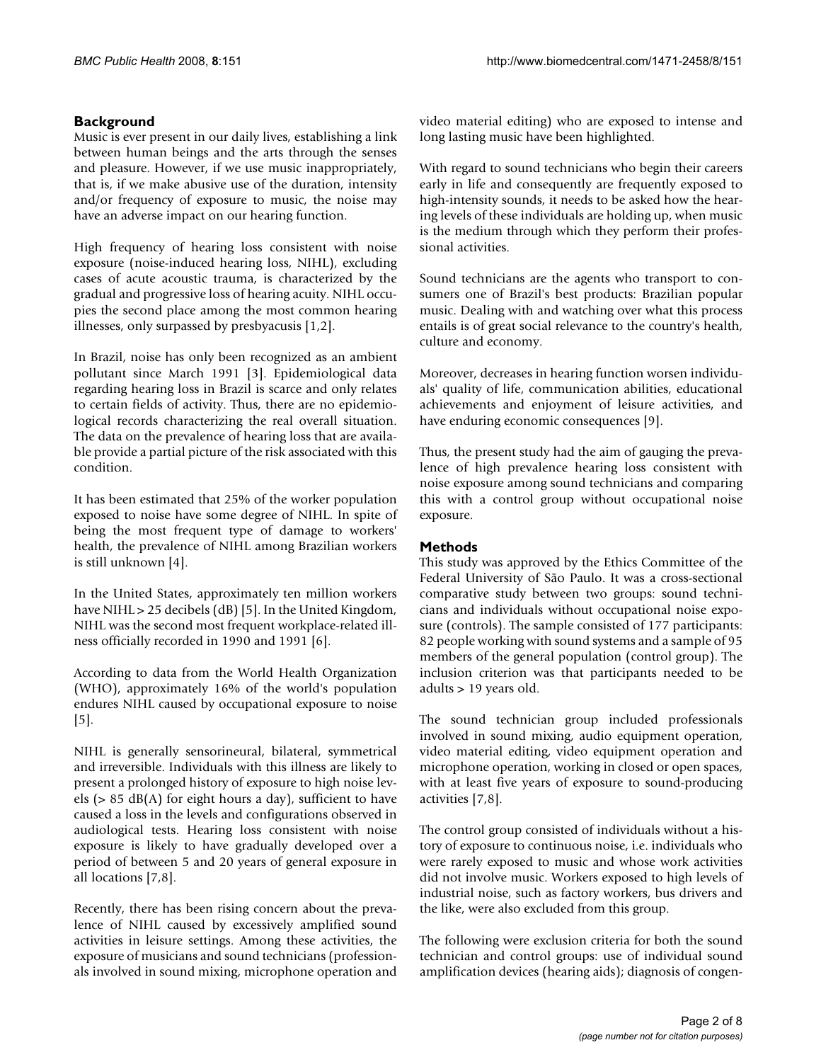## Background

Music is ever present in our daily lives, establishing a link between human beings and the arts through the senses and pleasure. However, if we use music inappropriately, that is, if we make abusive use of the duration, intensity and/or frequency of exposure to music, the noise may have an adverse impact on our hearing function.

High frequency of hearing loss consistent with noise exposure (noise-induced hearing loss, NIHL), excluding cases of acute acoustic trauma, is characterized by the gradual and progressive loss of hearing acuity. NIHL occupies the second place among the most common hearing illnesses, only surpassed by presbyacusis [1,2].

In Brazil, noise has only been recognized as an ambient pollutant since March 1991 [3]. Epidemiological data regarding hearing loss in Brazil is scarce and only relates to certain fields of activity. Thus, there are no epidemiological records characterizing the real overall situation. The data on the prevalence of hearing loss that are available provide a partial picture of the risk associated with this condition.

It has been estimated that 25% of the worker population exposed to noise have some degree of NIHL. In spite of being the most frequent type of damage to workers' health, the prevalence of NIHL among Brazilian workers is still unknown [4].

In the United States, approximately ten million workers have NIHL > 25 decibels (dB) [5]. In the United Kingdom, NIHL was the second most frequent workplace-related illness officially recorded in 1990 and 1991 [6].

According to data from the World Health Organization (WHO), approximately 16% of the world's population endures NIHL caused by occupational exposure to noise [5].

NIHL is generally sensorineural, bilateral, symmetrical and irreversible. Individuals with this illness are likely to present a prolonged history of exposure to high noise levels (> 85 dB(A) for eight hours a day), sufficient to have caused a loss in the levels and configurations observed in audiological tests. Hearing loss consistent with noise exposure is likely to have gradually developed over a period of between 5 and 20 years of general exposure in all locations [7,8].

Recently, there has been rising concern about the prevalence of NIHL caused by excessively amplified sound activities in leisure settings. Among these activities, the exposure of musicians and sound technicians (professionals involved in sound mixing, microphone operation and video material editing) who are exposed to intense and long lasting music have been highlighted.

With regard to sound technicians who begin their careers early in life and consequently are frequently exposed to high-intensity sounds, it needs to be asked how the hearing levels of these individuals are holding up, when music is the medium through which they perform their professional activities.

Sound technicians are the agents who transport to consumers one of Brazil's best products: Brazilian popular music. Dealing with and watching over what this process entails is of great social relevance to the country's health, culture and economy.

Moreover, decreases in hearing function worsen individuals' quality of life, communication abilities, educational achievements and enjoyment of leisure activities, and have enduring economic consequences [9].

Thus, the present study had the aim of gauging the prevalence of high prevalence hearing loss consistent with noise exposure among sound technicians and comparing this with a control group without occupational noise exposure.

## Methods

This study was approved by the Ethics Committee of the Federal University of São Paulo. It was a cross-sectional comparative study between two groups: sound technicians and individuals without occupational noise exposure (controls). The sample consisted of 177 participants: 82 people working with sound systems and a sample of 95 members of the general population (control group). The inclusion criterion was that participants needed to be adults > 19 years old.

The sound technician group included professionals involved in sound mixing, audio equipment operation, video material editing, video equipment operation and microphone operation, working in closed or open spaces, with at least five years of exposure to sound-producing activities [7,8].

The control group consisted of individuals without a history of exposure to continuous noise, i.e. individuals who were rarely exposed to music and whose work activities did not involve music. Workers exposed to high levels of industrial noise, such as factory workers, bus drivers and the like, were also excluded from this group.

The following were exclusion criteria for both the sound technician and control groups: use of individual sound amplification devices (hearing aids); diagnosis of congen-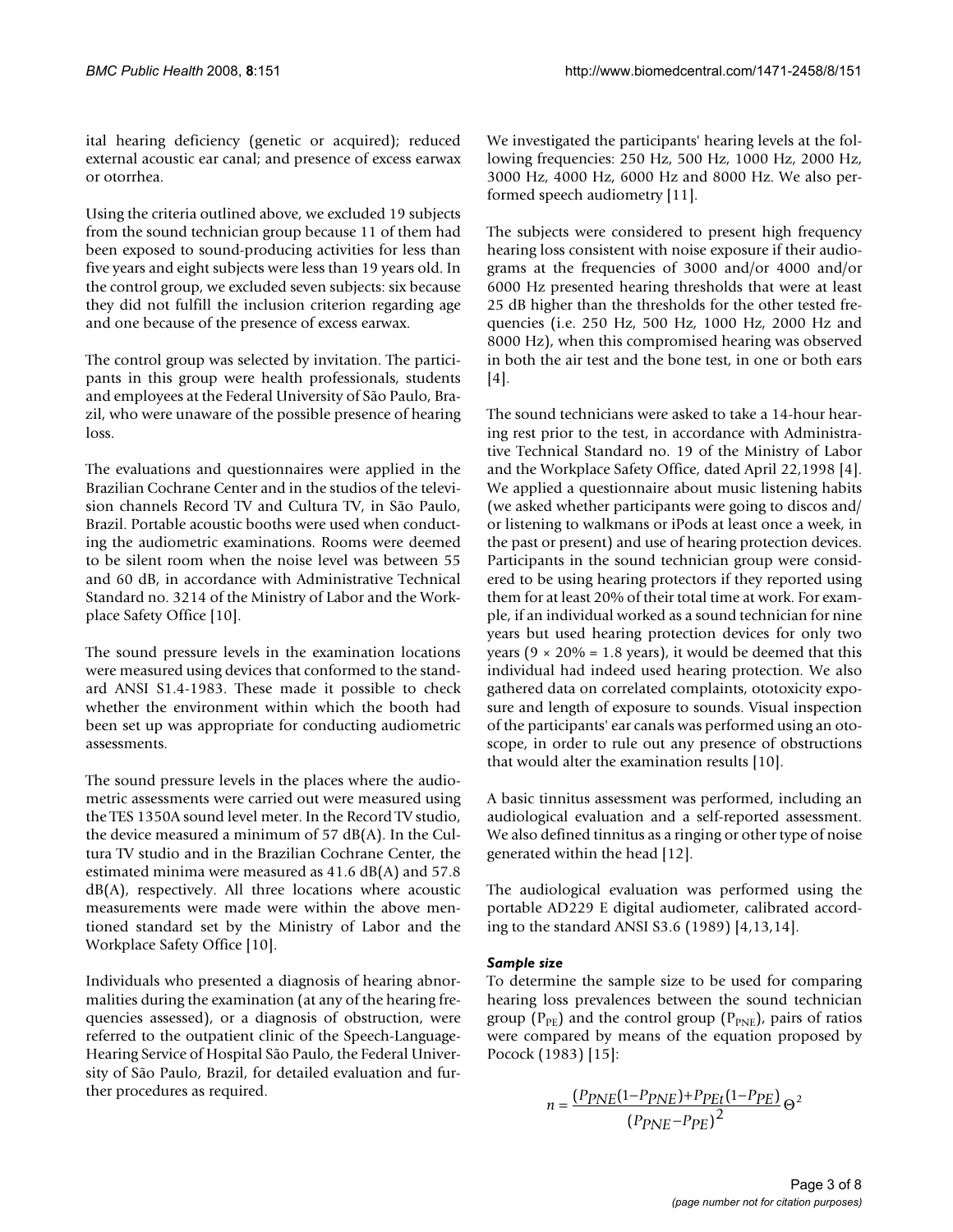ital hearing deficiency (genetic or acquired); reduced external acoustic ear canal; and presence of excess earwax or otorrhea.

Using the criteria outlined above, we excluded 19 subjects from the sound technician group because 11 of them had been exposed to sound-producing activities for less than five years and eight subjects were less than 19 years old. In the control group, we excluded seven subjects: six because they did not fulfill the inclusion criterion regarding age and one because of the presence of excess earwax.

The control group was selected by invitation. The participants in this group were health professionals, students and employees at the Federal University of São Paulo, Brazil, who were unaware of the possible presence of hearing loss.

The evaluations and questionnaires were applied in the Brazilian Cochrane Center and in the studios of the television channels Record TV and Cultura TV, in São Paulo, Brazil. Portable acoustic booths were used when conducting the audiometric examinations. Rooms were deemed to be silent room when the noise level was between 55 and 60 dB, in accordance with Administrative Technical Standard no. 3214 of the Ministry of Labor and the Workplace Safety Office [10].

The sound pressure levels in the examination locations were measured using devices that conformed to the standard ANSI S1.4-1983. These made it possible to check whether the environment within which the booth had been set up was appropriate for conducting audiometric assessments.

The sound pressure levels in the places where the audiometric assessments were carried out were measured using the TES 1350A sound level meter. In the Record TV studio, the device measured a minimum of 57 dB(A). In the Cultura TV studio and in the Brazilian Cochrane Center, the estimated minima were measured as 41.6 dB(A) and 57.8 dB(A), respectively. All three locations where acoustic measurements were made were within the above mentioned standard set by the Ministry of Labor and the Workplace Safety Office [10].

Individuals who presented a diagnosis of hearing abnormalities during the examination (at any of the hearing frequencies assessed), or a diagnosis of obstruction, were referred to the outpatient clinic of the Speech-Language-Hearing Service of Hospital São Paulo, the Federal University of São Paulo, Brazil, for detailed evaluation and further procedures as required.

We investigated the participants' hearing levels at the following frequencies: 250 Hz, 500 Hz, 1000 Hz, 2000 Hz, 3000 Hz, 4000 Hz, 6000 Hz and 8000 Hz. We also performed speech audiometry [11].

The subjects were considered to present high frequency hearing loss consistent with noise exposure if their audiograms at the frequencies of 3000 and/or 4000 and/or 6000 Hz presented hearing thresholds that were at least 25 dB higher than the thresholds for the other tested frequencies (i.e. 250 Hz, 500 Hz, 1000 Hz, 2000 Hz and 8000 Hz), when this compromised hearing was observed in both the air test and the bone test, in one or both ears [4].

The sound technicians were asked to take a 14-hour hearing rest prior to the test, in accordance with Administrative Technical Standard no. 19 of the Ministry of Labor and the Workplace Safety Office, dated April 22,1998 [4]. We applied a questionnaire about music listening habits (we asked whether participants were going to discos and/or listening to walkmans or iPods at least once a week, in the past or present) and use of hearing protection devices. Participants in the sound technician group were considered to be using hearing protectors if they reported using them for at least 20% of their total time at work. For example, if an individual worked as a sound technician for nine years but used hearing protection devices for only two years ($9 \times 20\% = 1.8$ years), it would be deemed that this individual had indeed used hearing protection. We also gathered data on correlated complaints, ototoxicity exposure and length of exposure to sounds. Visual inspection of the participants' ear canals was performed using an otoscope, in order to rule out any presence of obstructions that would alter the examination results [10].

A basic tinnitus assessment was performed, including an audiological evaluation and a self-reported assessment. We also defined tinnitus as a ringing or other type of noise generated within the head [12].

The audiological evaluation was performed using the portable AD229 E digital audiometer, calibrated according to the standard ANSI S3.6 (1989) [4,13,14].

### *Sample size*

To determine the sample size to be used for comparing hearing loss prevalences between the sound technician group ($P_{PE}$) and the control group ($P_{PNE}$), pairs of ratios were compared by means of the equation proposed by Pocock (1983) [15]:

$$n = \frac{(P_{PNE}(1 - P_{PNE}) + P_{PEt}(1 - P_{PE})}{(P_{PNE} - P_{PE})^2} \Theta^2$$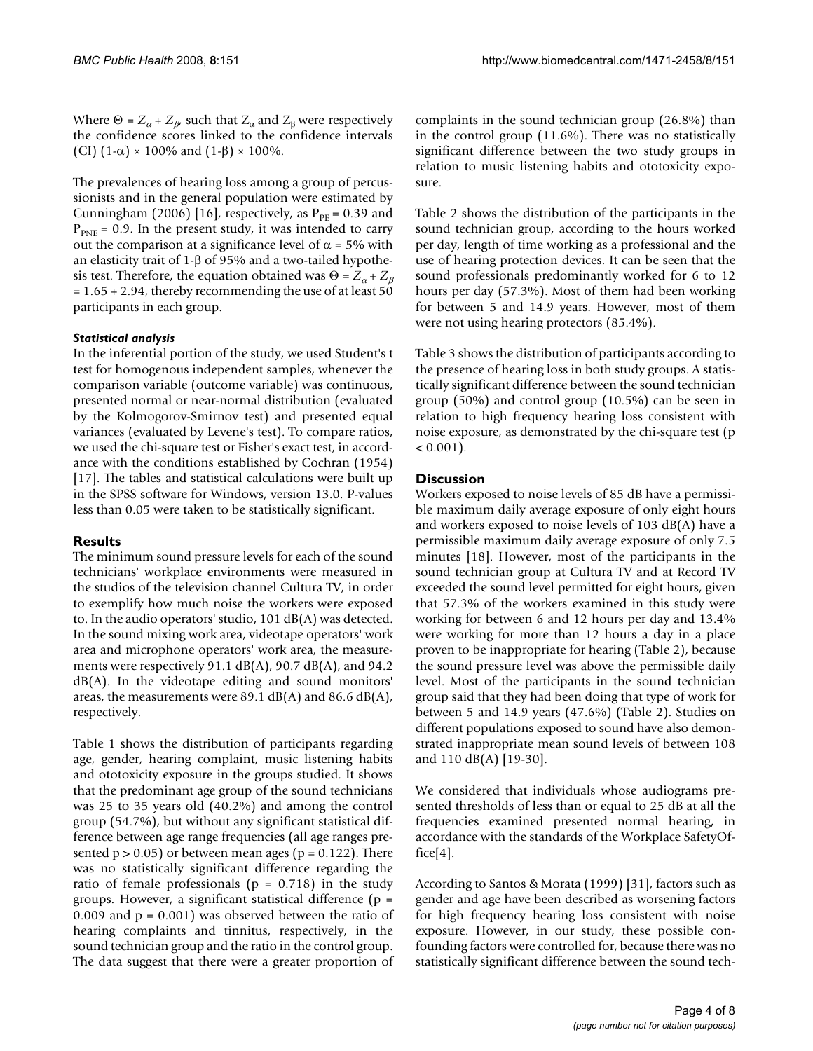Where $\Theta = Z_\alpha + Z_\beta$, such that $Z_\alpha$ and $Z_\beta$ were respectively the confidence scores linked to the confidence intervals (CI) $(1-\alpha) \times 100\%$ and $(1-\beta) \times 100\%$.

The prevalences of hearing loss among a group of percussionists and in the general population were estimated by Cunningham (2006) [16], respectively, as $P_{PE} = 0.39$ and $P_{PNE} = 0.9$. In the present study, it was intended to carry out the comparison at a significance level of $\alpha = 5\%$ with an elasticity trait of $1-\beta$ of 95% and a two-tailed hypothesis test. Therefore, the equation obtained was $\Theta = Z_\alpha + Z_\beta = 1.65 + 2.94$, thereby recommending the use of at least 50 participants in each group.

#### *Statistical analysis*

In the inferential portion of the study, we used Student's t test for homogenous independent samples, whenever the comparison variable (outcome variable) was continuous, presented normal or near-normal distribution (evaluated by the Kolmogorov-Smirnov test) and presented equal variances (evaluated by Levene's test). To compare ratios, we used the chi-square test or Fisher's exact test, in accordance with the conditions established by Cochran (1954) [17]. The tables and statistical calculations were built up in the SPSS software for Windows, version 13.0. P-values less than 0.05 were taken to be statistically significant.

## Results

The minimum sound pressure levels for each of the sound technicians' workplace environments were measured in the studios of the television channel Cultura TV, in order to exemplify how much noise the workers were exposed to. In the audio operators' studio, 101 dB(A) was detected. In the sound mixing work area, videotape operators' work area and microphone operators' work area, the measurements were respectively 91.1 dB(A), 90.7 dB(A), and 94.2 dB(A). In the videotape editing and sound monitors' areas, the measurements were 89.1 dB(A) and 86.6 dB(A), respectively.

Table 1 shows the distribution of participants regarding age, gender, hearing complaint, music listening habits and ototoxicity exposure in the groups studied. It shows that the predominant age group of the sound technicians was 25 to 35 years old (40.2%) and among the control group (54.7%), but without any significant statistical difference between age range frequencies (all age ranges presented $p > 0.05$) or between mean ages ($p = 0.122$). There was no statistically significant difference regarding the ratio of female professionals ($p = 0.718$) in the study groups. However, a significant statistical difference ($p = 0.009$ and $p = 0.001$) was observed between the ratio of hearing complaints and tinnitus, respectively, in the sound technician group and the ratio in the control group. The data suggest that there were a greater proportion of complaints in the sound technician group (26.8%) than in the control group (11.6%). There was no statistically significant difference between the two study groups in relation to music listening habits and ototoxicity exposure.

Table 2 shows the distribution of the participants in the sound technician group, according to the hours worked per day, length of time working as a professional and the use of hearing protection devices. It can be seen that the sound professionals predominantly worked for 6 to 12 hours per day (57.3%). Most of them had been working for between 5 and 14.9 years. However, most of them were not using hearing protectors (85.4%).

Table 3 shows the distribution of participants according to the presence of hearing loss in both study groups. A statistically significant difference between the sound technician group (50%) and control group (10.5%) can be seen in relation to high frequency hearing loss consistent with noise exposure, as demonstrated by the chi-square test ($p < 0.001$).

## Discussion

Workers exposed to noise levels of 85 dB have a permissible maximum daily average exposure of only eight hours and workers exposed to noise levels of 103 dB(A) have a permissible maximum daily average exposure of only 7.5 minutes [18]. However, most of the participants in the sound technician group at Cultura TV and at Record TV exceeded the sound level permitted for eight hours, given that 57.3% of the workers examined in this study were working for between 6 and 12 hours per day and 13.4% were working for more than 12 hours a day in a place proven to be inappropriate for hearing (Table 2), because the sound pressure level was above the permissible daily level. Most of the participants in the sound technician group said that they had been doing that type of work for between 5 and 14.9 years (47.6%) (Table 2). Studies on different populations exposed to sound have also demonstrated inappropriate mean sound levels of between 108 and 110 dB(A) [19-30].

We considered that individuals whose audiograms presented thresholds of less than or equal to 25 dB at all the frequencies examined presented normal hearing, in accordance with the standards of the Workplace SafetyOffice[4].

According to Santos & Morata (1999) [31], factors such as gender and age have been described as worsening factors for high frequency hearing loss consistent with noise exposure. However, in our study, these possible confounding factors were controlled for, because there was no statistically significant difference between the sound tech-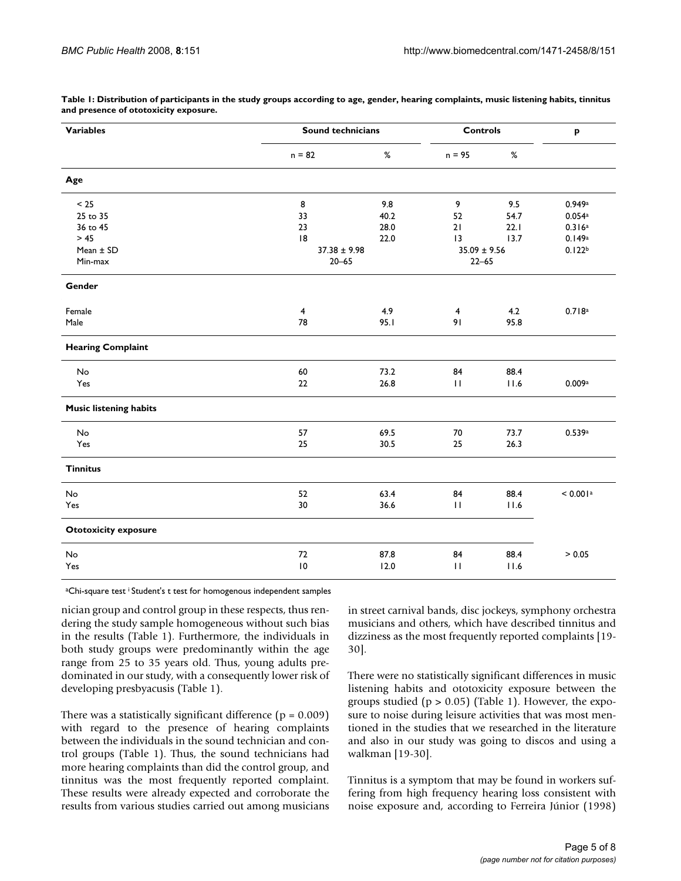**Table 1: Distribution of participants in the study groups according to age, gender, hearing complaints, music listening habits, tinnitus and presence of ototoxicity exposure.**

| Variables | Sound technicians | | Controls | | p |
|---|---|---|---|---|---|
| | n = 82 | % | n = 95 | % | |
| **Age** | | | | | |
| < 25 | 8 | 9.8 | 9 | 9.5 | 0.949[a] |
| 25 to 35 | 33 | 40.2 | 52 | 54.7 | 0.054[a] |
| 36 to 45 | 23 | 28.0 | 21 | 22.1 | 0.316[a] |
| > 45 | 18 | 22.0 | 13 | 13.7 | 0.149[a] |
| Mean ± SD | 37.38 ± 9.98 | | 35.09 ± 9.56 | | 0.122[b] |
| Min-max | 20–65 | | 22–65 | | |
| **Gender** | | | | | |
| Female | 4 | 4.9 | 4 | 4.2 | 0.718[a] |
| Male | 78 | 95.1 | 91 | 95.8 | |
| **Hearing Complaint** | | | | | |
| No | 60 | 73.2 | 84 | 88.4 | |
| Yes | 22 | 26.8 | 11 | 11.6 | 0.009[a] |
| **Music listening habits** | | | | | |
| No | 57 | 69.5 | 70 | 73.7 | 0.539[a] |
| Yes | 25 | 30.5 | 25 | 26.3 | |
| **Tinnitus** | | | | | |
| No | 52 | 63.4 | 84 | 88.4 | < 0.001[a] |
| Yes | 30 | 36.6 | 11 | 11.6 | |
| **Ototoxicity exposure** | | | | | |
| No | 72 | 87.8 | 84 | 88.4 | > 0.05 |
| Yes | 10 | 12.0 | 11 | 11.6 | |

[a]Chi-square test [i] Student's t test for homogenous independent samples

nician group and control group in these respects, thus rendering the study sample homogeneous without such bias in the results (Table 1). Furthermore, the individuals in both study groups were predominantly within the age range from 25 to 35 years old. Thus, young adults predominated in our study, with a consequently lower risk of developing presbyacusis (Table 1).

There was a statistically significant difference ($p = 0.009$) with regard to the presence of hearing complaints between the individuals in the sound technician and control groups (Table 1). Thus, the sound technicians had more hearing complaints than did the control group, and tinnitus was the most frequently reported complaint. These results were already expected and corroborate the results from various studies carried out among musicians in street carnival bands, disc jockeys, symphony orchestra musicians and others, which have described tinnitus and dizziness as the most frequently reported complaints [19-30].

There were no statistically significant differences in music listening habits and ototoxicity exposure between the groups studied ($p > 0.05$) (Table 1). However, the exposure to noise during leisure activities that was most mentioned in the studies that we researched in the literature and also in our study was going to discos and using a walkman [19-30].

Tinnitus is a symptom that may be found in workers suffering from high frequency hearing loss consistent with noise exposure and, according to Ferreira Júnior (1998)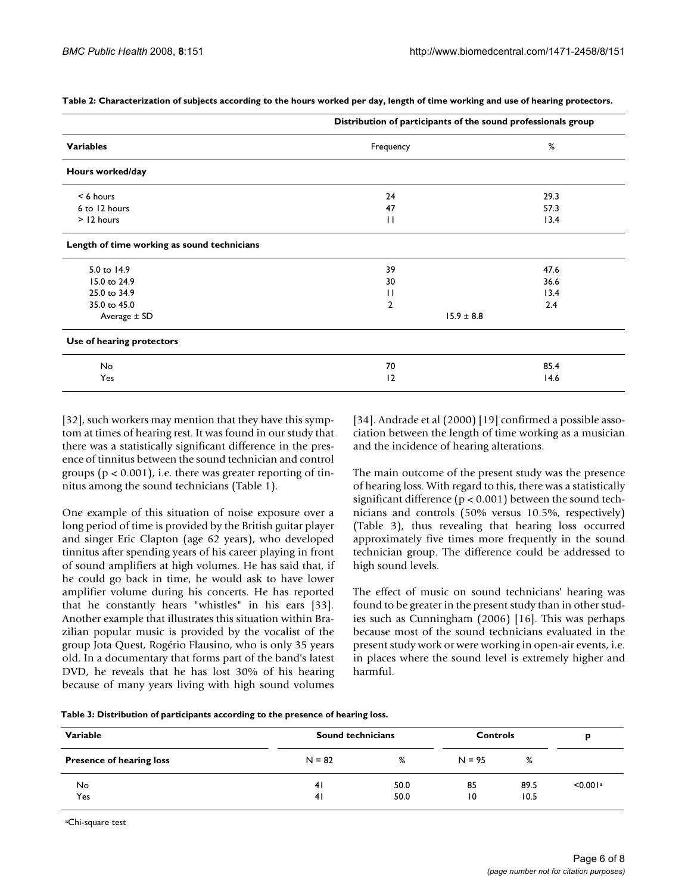**Table 2: Characterization of subjects according to the hours worked per day, length of time working and use of hearing protectors.**

| | Distribution of participants of the sound professionals group | |
|---|---|---|
| **Variables** | Frequency | % |
| **Hours worked/day** | | |
| < 6 hours | 24 | 29.3 |
| 6 to 12 hours | 47 | 57.3 |
| > 12 hours | 11 | 13.4 |
| **Length of time working as sound technicians** | | |
| 5.0 to 14.9 | 39 | 47.6 |
| 15.0 to 24.9 | 30 | 36.6 |
| 25.0 to 34.9 | 11 | 13.4 |
| 35.0 to 45.0 | 2 | 2.4 |
| Average ± SD | 15.9 ± 8.8 | |
| **Use of hearing protectors** | | |
| No | 70 | 85.4 |
| Yes | 12 | 14.6 |

[32], such workers may mention that they have this symptom at times of hearing rest. It was found in our study that there was a statistically significant difference in the presence of tinnitus between the sound technician and control groups ($p < 0.001$), i.e. there was greater reporting of tinnitus among the sound technicians (Table 1).

One example of this situation of noise exposure over a long period of time is provided by the British guitar player and singer Eric Clapton (age 62 years), who developed tinnitus after spending years of his career playing in front of sound amplifiers at high volumes. He has said that, if he could go back in time, he would ask to have lower amplifier volume during his concerts. He has reported that he constantly hears "whistles" in his ears [33]. Another example that illustrates this situation within Brazilian popular music is provided by the vocalist of the group Jota Quest, Rogério Flausino, who is only 35 years old. In a documentary that forms part of the band's latest DVD, he reveals that he has lost 30% of his hearing because of many years living with high sound volumes [34]. Andrade et al (2000) [19] confirmed a possible association between the length of time working as a musician and the incidence of hearing alterations.

The main outcome of the present study was the presence of hearing loss. With regard to this, there was a statistically significant difference ($p < 0.001$) between the sound technicians and controls (50% versus 10.5%, respectively) (Table 3), thus revealing that hearing loss occurred approximately five times more frequently in the sound technician group. The difference could be addressed to high sound levels.

The effect of music on sound technicians' hearing was found to be greater in the present study than in other studies such as Cunningham (2006) [16]. This was perhaps because most of the sound technicians evaluated in the present study work or were working in open-air events, i.e. in places where the sound level is extremely higher and harmful.

**Table 3: Distribution of participants according to the presence of hearing loss.**

| Variable | Sound technicians | | Controls | | p |
|---|---|---|---|---|---|
| **Presence of hearing loss** | N = 82 | % | N = 95 | % | |
| No | 41 | 50.0 | 85 | 89.5 | <0.001[a] |
| Yes | 41 | 50.0 | 10 | 10.5 | |

[a]Chi-square test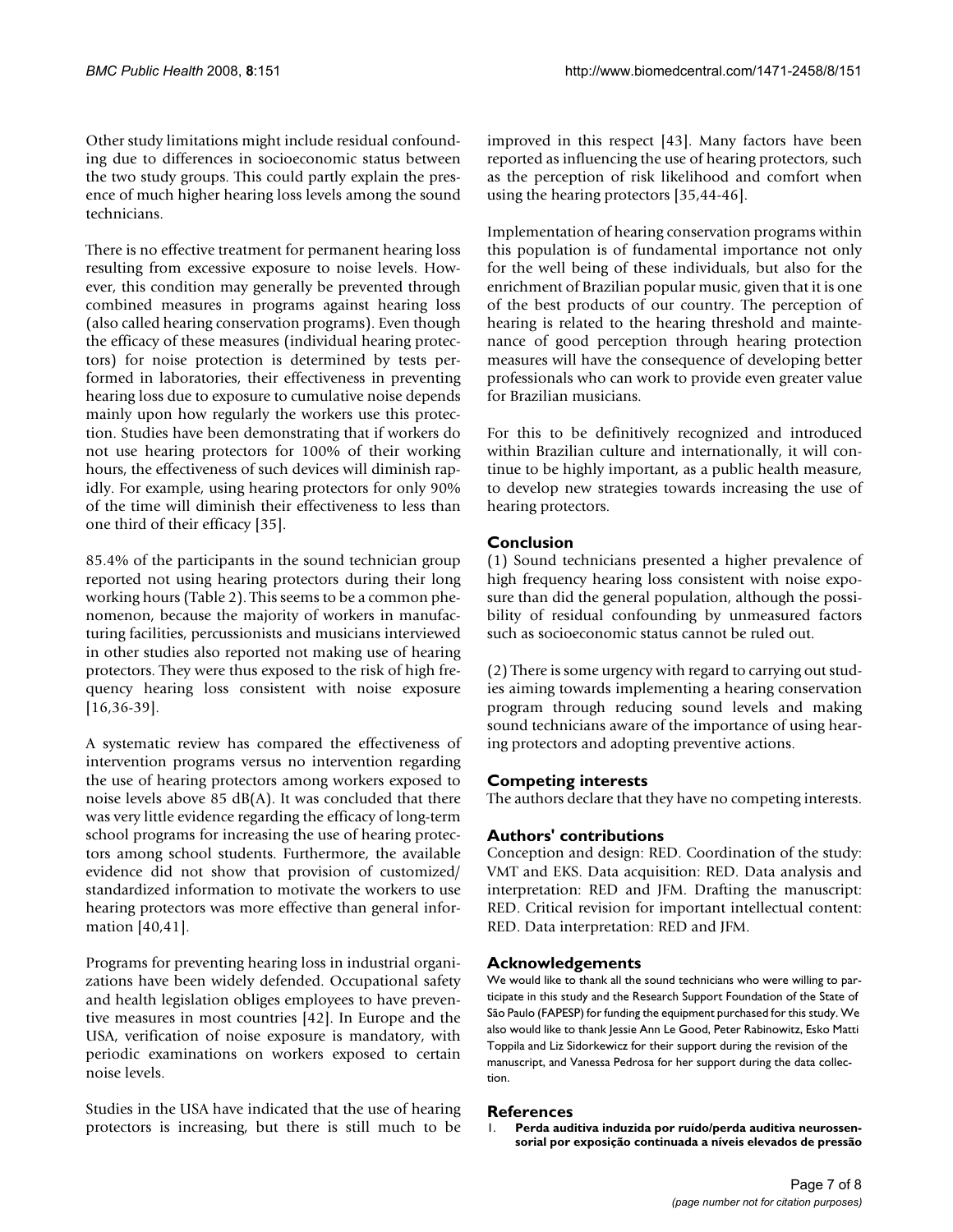Other study limitations might include residual confounding due to differences in socioeconomic status between the two study groups. This could partly explain the presence of much higher hearing loss levels among the sound technicians.

There is no effective treatment for permanent hearing loss resulting from excessive exposure to noise levels. However, this condition may generally be prevented through combined measures in programs against hearing loss (also called hearing conservation programs). Even though the efficacy of these measures (individual hearing protectors) for noise protection is determined by tests performed in laboratories, their effectiveness in preventing hearing loss due to exposure to cumulative noise depends mainly upon how regularly the workers use this protection. Studies have been demonstrating that if workers do not use hearing protectors for 100% of their working hours, the effectiveness of such devices will diminish rapidly. For example, using hearing protectors for only 90% of the time will diminish their effectiveness to less than one third of their efficacy [35].

85.4% of the participants in the sound technician group reported not using hearing protectors during their long working hours (Table 2). This seems to be a common phenomenon, because the majority of workers in manufacturing facilities, percussionists and musicians interviewed in other studies also reported not making use of hearing protectors. They were thus exposed to the risk of high frequency hearing loss consistent with noise exposure [16,36-39].

A systematic review has compared the effectiveness of intervention programs versus no intervention regarding the use of hearing protectors among workers exposed to noise levels above 85 dB(A). It was concluded that there was very little evidence regarding the efficacy of long-term school programs for increasing the use of hearing protectors among school students. Furthermore, the available evidence did not show that provision of customized/standardized information to motivate the workers to use hearing protectors was more effective than general information [40,41].

Programs for preventing hearing loss in industrial organizations have been widely defended. Occupational safety and health legislation obliges employees to have preventive measures in most countries [42]. In Europe and the USA, verification of noise exposure is mandatory, with periodic examinations on workers exposed to certain noise levels.

Studies in the USA have indicated that the use of hearing protectors is increasing, but there is still much to be improved in this respect [43]. Many factors have been reported as influencing the use of hearing protectors, such as the perception of risk likelihood and comfort when using the hearing protectors [35,44-46].

Implementation of hearing conservation programs within this population is of fundamental importance not only for the well being of these individuals, but also for the enrichment of Brazilian popular music, given that it is one of the best products of our country. The perception of hearing is related to the hearing threshold and maintenance of good perception through hearing protection measures will have the consequence of developing better professionals who can work to provide even greater value for Brazilian musicians.

For this to be definitively recognized and introduced within Brazilian culture and internationally, it will continue to be highly important, as a public health measure, to develop new strategies towards increasing the use of hearing protectors.

## Conclusion

(1) Sound technicians presented a higher prevalence of high frequency hearing loss consistent with noise exposure than did the general population, although the possibility of residual confounding by unmeasured factors such as socioeconomic status cannot be ruled out.

(2) There is some urgency with regard to carrying out studies aiming towards implementing a hearing conservation program through reducing sound levels and making sound technicians aware of the importance of using hearing protectors and adopting preventive actions.

## Competing interests

The authors declare that they have no competing interests.

## Authors' contributions

Conception and design: RED. Coordination of the study: VMT and EKS. Data acquisition: RED. Data analysis and interpretation: RED and JFM. Drafting the manuscript: RED. Critical revision for important intellectual content: RED. Data interpretation: RED and JFM.

## Acknowledgements

We would like to thank all the sound technicians who were willing to participate in this study and the Research Support Foundation of the State of São Paulo (FAPESP) for funding the equipment purchased for this study. We also would like to thank Jessie Ann Le Good, Peter Rabinowitz, Esko Matti Toppila and Liz Sidorkewicz for their support during the revision of the manuscript, and Vanessa Pedrosa for her support during the data collection.

## References

1. **Perda auditiva induzida por ruído/perda auditiva neurossensorial por exposição continuada a níveis elevados de pressão**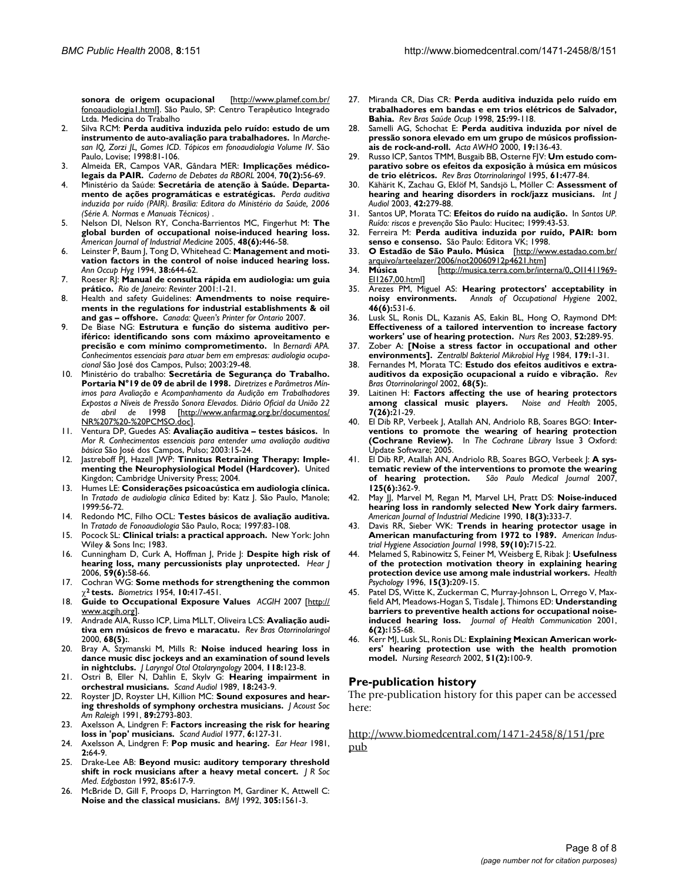**sonora de origem ocupacional** [http://www.plamef.com.br/fonoaudiologia1.html]. São Paulo, SP: Centro Terapêutico Integrado Ltda. Medicina do Trabalho

2. Silva RCM: **Perda auditiva induzida pelo ruído: estudo de um instrumento de auto-avaliação para trabalhadores.** In *Marchesan IQ, Zorzi JL, Gomes ICD. Tópicos em fonoaudiologia Volume IV*. São Paulo, Lovise; 1998:81-106.
3. Almeida ER, Campos VAR, Gândara MER: **Implicações médico-legais da PAIR.** *Caderno de Debates da RBORL* 2004, **70(2):**56-69.
4. Ministério da Saúde: **Secretária de atenção à Saúde. Departamento de ações programáticas e estratégicas.** *Perda auditiva induzida por ruído (PAIR). Brasília: Editora do Ministério da Saúde, 2006 (Série A. Normas e Manuais Técnicos)* .
5. Nelson DI, Nelson RY, Concha-Barrientos MC, Fingerhut M: **The global burden of occupational noise-induced hearing loss.** *American Journal of Industrial Medicine* 2005, **48(6):**446-58.
6. Leinster P, Baum J, Tong D, Whitehead C: **Management and motivation factors in the control of noise induced hearing loss.** *Ann Occup Hyg* 1994, **38:**644-62.
7. Roeser RJ: **Manual de consulta rápida em audiologia: um guia prático.** *Rio de Janeiro: Revinter* 2001:1-21.
8. Health and safety Guidelines: **Amendments to noise requirements in the regulations for industrial establishments & oil and gas – offshore.** *Canada: Queen's Printer for Ontario* 2007.
9. De Biase NG: **Estrutura e função do sistema auditivo periférico: identificando sons com máximo aproveitamento e precisão e com mínimo comprometimento.** In *Bernardi APA. Conhecimentos essenciais para atuar bem em empresas: audiologia ocupacional* São José dos Campos, Pulso; 2003:29-48.
10. Ministério do trabalho: **Secretária de Segurança do Trabalho. Portaria N°19 de 09 de abril de 1998.** *Diretrizes e Parâmetros Mínimos para Avaliação e Acompanhamento da Audição em Trabalhadores Expostos a Níveis de Pressão Sonora Elevados. Diário Oficial da União 22 de abril de 1998* [http://www.anfarmag.org.br/documentos/NR%207%20-%20PCMSO.doc].
11. Ventura DP, Guedes AS: **Avaliação auditiva – testes básicos.** In *Mor R. Conhecimentos essenciais para entender uma avaliação auditiva básica* São José dos Campos, Pulso; 2003:15-24.
12. Jastreboff PJ, Hazell JWP: **Tinnitus Retraining Therapy: Implementing the Neurophysiological Model (Hardcover).** United Kingdom; Cambridge University Press; 2004.
13. Humes LE: **Considerações psicoacústica em audiologia clínica.** In *Tratado de audiologia clínica* Edited by: Katz J. São Paulo, Manole; 1999:56-72.
14. Redondo MC, Filho OCL: **Testes básicos de avaliação auditiva.** In *Tratado de Fonoaudiologia* São Paulo, Roca; 1997:83-108.
15. Pocock SL: **Clinical trials: a practical approach.** New York: John Wiley & Sons Inc; 1983.
16. Cunningham D, Curk A, Hoffman J, Pride J: **Despite high risk of hearing loss, many percussionists play unprotected.** *Hear J* 2006, **59(6):**58-66.
17. Cochran WG: **Some methods for strengthening the common $\chi^2$ tests.** *Biometrics* 1954, **10:**417-451.
18. **Guide to Occupational Exposure Values** *ACGIH* 2007 [http://www.acgih.org].
19. Andrade AIA, Russo ICP, Lima MLLT, Oliveira LCS: **Avaliação auditiva em músicos de frevo e maracatu.** *Rev Bras Otorrinolaringol* 2000, **68(5):**.
20. Bray A, Szymanski M, Mills R: **Noise induced hearing loss in dance music disc jockeys and an examination of sound levels in nightclubs.** *J Laryngol Otol Otolaryngology* 2004, **118:**123-8.
21. Ostri B, Eller N, Dahlin E, Skylv G: **Hearing impairment in orchestral musicians.** *Scand Audiol* 1989, **18:**243-9.
22. Royster JD, Royster LH, Killion MC: **Sound exposures and hearing thresholds of symphony orchestra musicians.** *J Acoust Soc Am Raleigh* 1991, **89:**2793-803.
23. Axelsson A, Lindgren F: **Factors increasing the risk for hearing loss in 'pop' musicians.** *Scand Audiol* 1977, **6:**127-31.
24. Axelsson A, Lindgren F: **Pop music and hearing.** *Ear Hear* 1981, **2:**64-9.
25. Drake-Lee AB: **Beyond music: auditory temporary threshold shift in rock musicians after a heavy metal concert.** *J R Soc Med. Edgbaston* 1992, **85:**617-9.
26. McBride D, Gill F, Proops D, Harrington M, Gardiner K, Attwell C: **Noise and the classical musicians.** *BMJ* 1992, **305:**1561-3.
27. Miranda CR, Dias CR: **Perda auditiva induzida pelo ruído em trabalhadores em bandas e em trios elétricos de Salvador, Bahia.** *Rev Bras Saúde Ocup* 1998, **25:**99-118.
28. Samelli AG, Schochat E: **Perda auditiva induzida por nível de pressão sonora elevado em um grupo de músicos profissionais de rock-and-roll.** *Acta AWHO* 2000, **19:**136-43.
29. Russo ICP, Santos TMM, Busgaib BB, Osterne FJV: **Um estudo comparativo sobre os efeitos da exposição à música em músicos de trio elétricos.** *Rev Bras Otorrinolaringol* 1995, **61:**477-84.
30. Kähärit K, Zachau G, Eklöf M, Sandsjö L, Möller C: **Assessment of hearing and hearing disorders in rock/jazz musicians.** *Int J Audiol* 2003, **42:**279-88.
31. Santos UP, Morata TC: **Efeitos do ruído na audição.** In *Santos UP. Ruído: riscos e prevenção* São Paulo: Hucitec; 1999:43-53.
32. Ferreira M: **Perda auditiva induzida por ruído, PAIR: bom senso e consenso.** São Paulo: Editora VK; 1998.
33. **O Estadão de São Paulo. Música** [http://www.estadao.com.br/arquivo/arteelazer/2006/not20060912p4621.htm]
34. **Música** [http://musica.terra.com.br/interna/0,,OI1411969-EI1267,00.html]
35. Arezes PM, Miguel AS: **Hearing protectors' acceptability in noisy environments.** *Annals of Occupational Hygiene* 2002, **46(6):**531-6.
36. Lusk SL, Ronis DL, Kazanis AS, Eakin BL, Hong O, Raymond DM: **Effectiveness of a tailored intervention to increase factory workers' use of hearing protection.** *Nurs Res* 2003, **52:**289-95.
37. Zober A: **[Noise a stress factor in occupational and other environments].** *Zentralbl Bakteriol Mikrobiol Hyg* 1984, **179:**1-31.
38. Fernandes M, Morata TC: **Estudo dos efeitos auditivos e extra-auditivos da exposição ocupacional a ruído e vibração.** *Rev Bras Otorrinolaringol* 2002, **68(5):**.
39. Laitinen H: **Factors affecting the use of hearing protectors among classical music players.** *Noise and Health* 2005, **7(26):**21-29.
40. El Dib RP, Verbeek J, Atallah AN, Andriolo RB, Soares BGO: **Interventions to promote the wearing of hearing protection (Cochrane Review).** In *The Cochrane Library* Issue 3 Oxford: Update Software; 2005.
41. El Dib RP, Atallah AN, Andriolo RB, Soares BGO, Verbeek J: **A systematic review of the interventions to promote the wearing of hearing protection.** *São Paulo Medical Journal* 2007, **125(6):**362-9.
42. May JJ, Marvel M, Regan M, Marvel LH, Pratt DS: **Noise-induced hearing loss in randomly selected New York dairy farmers.** *American Journal of Industrial Medicine* 1990, **18(3):**333-7.
43. Davis RR, Sieber WK: **Trends in hearing protector usage in American manufacturing from 1972 to 1989.** *American Industrial Hygiene Association Journal* 1998, **59(10):**715-22.
44. Melamed S, Rabinowitz S, Feiner M, Weisberg E, Ribak J: **Usefulness of the protection motivation theory in explaining hearing protection device use among male industrial workers.** *Health Psychology* 1996, **15(3):**209-15.
45. Patel DS, Witte K, Zuckerman C, Murray-Johnson L, Orrego V, Maxfield AM, Meadows-Hogan S, Tisdale J, Thimons ED: **Understanding barriers to preventive health actions for occupational noise-induced hearing loss.** *Journal of Health Communication* 2001, **6(2):**155-68.
46. Kerr MJ, Lusk SL, Ronis DL: **Explaining Mexican American workers' hearing protection use with the health promotion model.** *Nursing Research* 2002, **51(2):**100-9.

## Pre-publication history

The pre-publication history for this paper can be accessed here:

http://www.biomedcentral.com/1471-2458/8/151/prepub